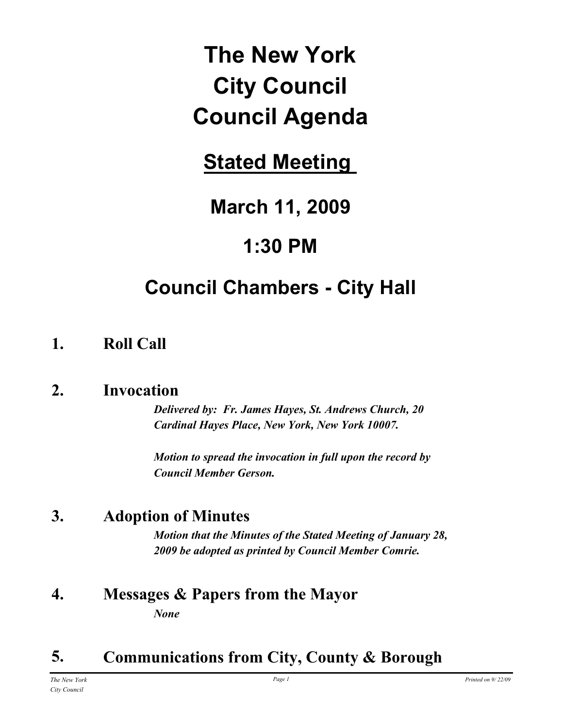# The New York City Council Council Agenda

## Stated Meeting

## March 11, 2009

## 1:30 PM

## Council Chambers - City Hall

### 1. Roll Call

### 2. Invocation

***Delivered by: Fr. James Hayes, St. Andrews Church, 20 Cardinal Hayes Place, New York, New York 10007.***

***Motion to spread the invocation in full upon the record by Council Member Gerson.***

### 3. Adoption of Minutes

***Motion that the Minutes of the Stated Meeting of January 28, 2009 be adopted as printed by Council Member Comrie.***

### 4. Messages & Papers from the Mayor

***None***

### 5. Communications from City, County & Borough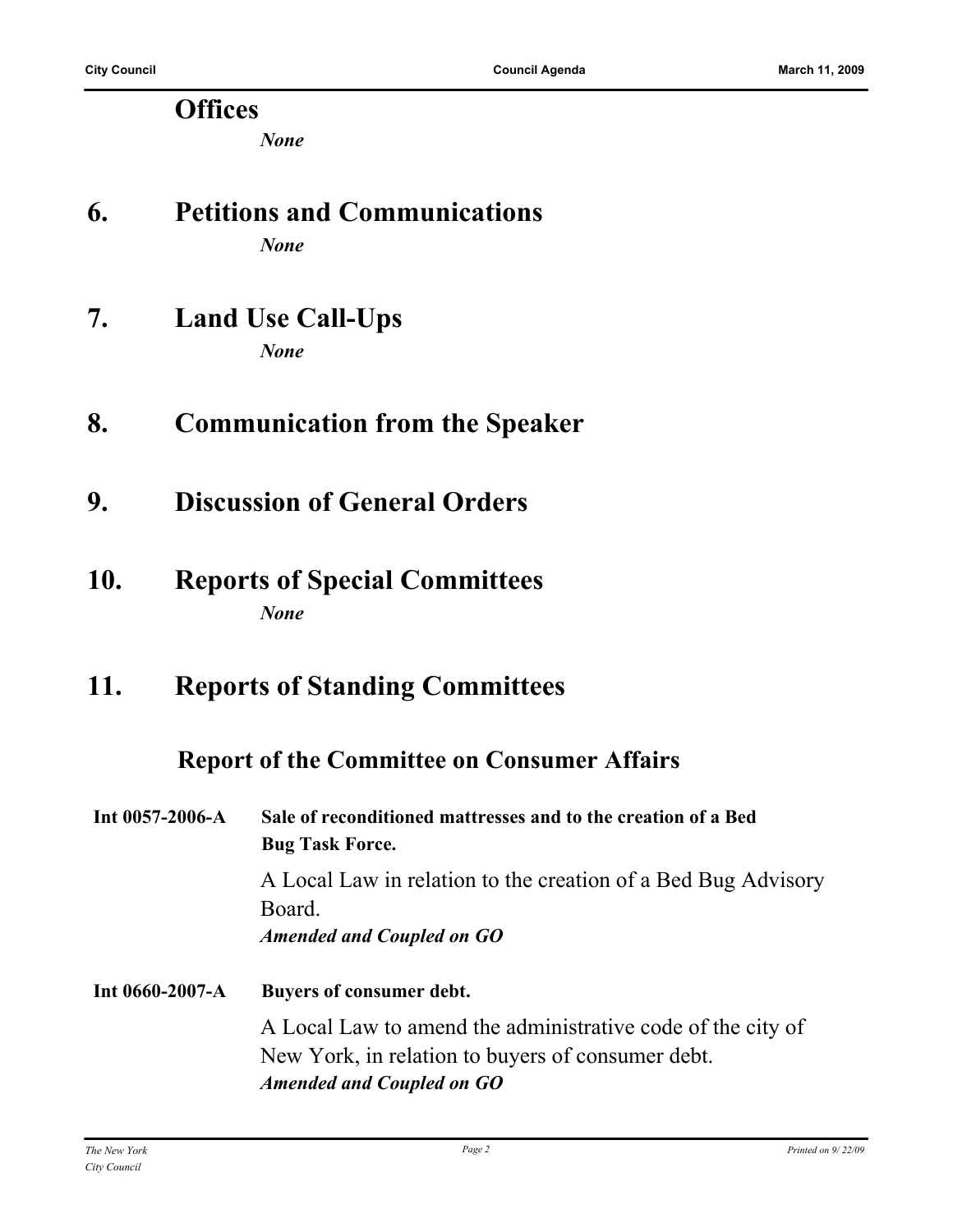## Offices

*None*

## 6. Petitions and Communications

*None*

## 7. Land Use Call-Ups

*None*

## 8. Communication from the Speaker

## 9. Discussion of General Orders

## 10. Reports of Special Committees

*None*

## 11. Reports of Standing Committees

### Report of the Committee on Consumer Affairs

**Int 0057-2006-A** **Sale of reconditioned mattresses and to the creation of a Bed Bug Task Force.**

A Local Law in relation to the creation of a Bed Bug Advisory Board.

***Amended and Coupled on GO***

**Int 0660-2007-A** **Buyers of consumer debt.**

A Local Law to amend the administrative code of the city of New York, in relation to buyers of consumer debt.

***Amended and Coupled on GO***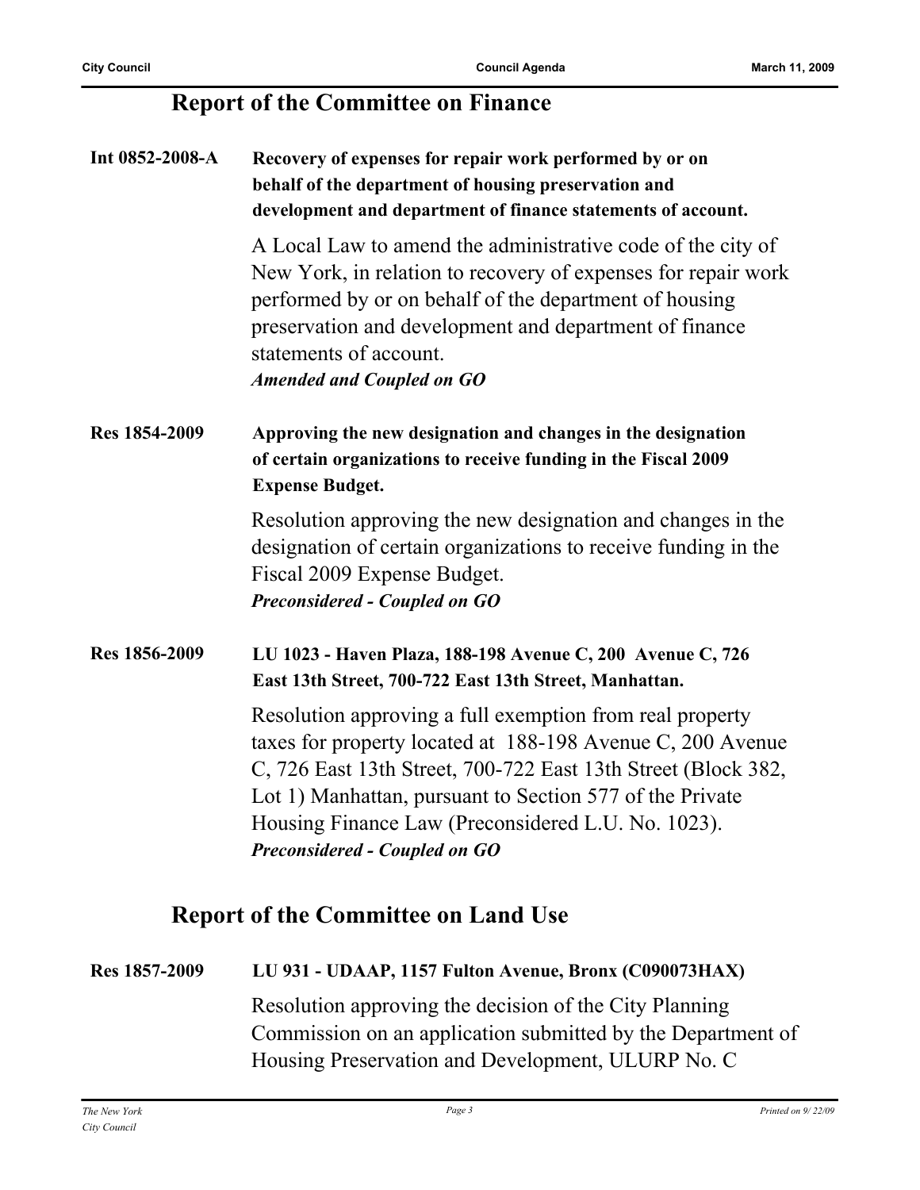## Report of the Committee on Finance

**Int 0852-2008-A** **Recovery of expenses for repair work performed by or on behalf of the department of housing preservation and development and department of finance statements of account.**

A Local Law to amend the administrative code of the city of New York, in relation to recovery of expenses for repair work performed by or on behalf of the department of housing preservation and development and department of finance statements of account.
***Amended and Coupled on GO***

**Res 1854-2009** **Approving the new designation and changes in the designation of certain organizations to receive funding in the Fiscal 2009 Expense Budget.**

Resolution approving the new designation and changes in the designation of certain organizations to receive funding in the Fiscal 2009 Expense Budget.
***Preconsidered - Coupled on GO***

**Res 1856-2009** **LU 1023 - Haven Plaza, 188-198 Avenue C, 200 Avenue C, 726 East 13th Street, 700-722 East 13th Street, Manhattan.**

Resolution approving a full exemption from real property taxes for property located at 188-198 Avenue C, 200 Avenue C, 726 East 13th Street, 700-722 East 13th Street (Block 382, Lot 1) Manhattan, pursuant to Section 577 of the Private Housing Finance Law (Preconsidered L.U. No. 1023).
***Preconsidered - Coupled on GO***

## Report of the Committee on Land Use

**Res 1857-2009** **LU 931 - UDAAP, 1157 Fulton Avenue, Bronx (C090073HAX)**

Resolution approving the decision of the City Planning Commission on an application submitted by the Department of Housing Preservation and Development, ULURP No. C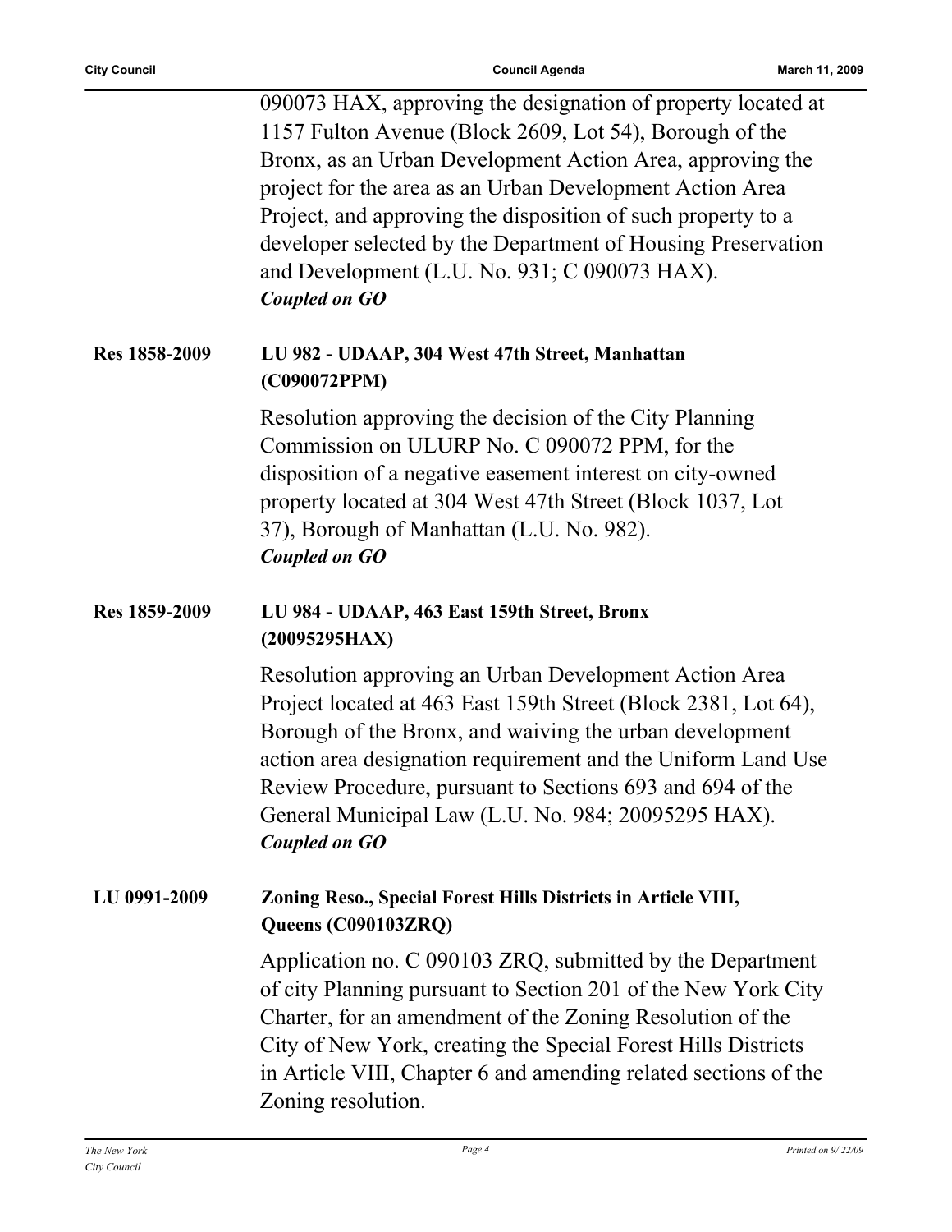090073 HAX, approving the designation of property located at 1157 Fulton Avenue (Block 2609, Lot 54), Borough of the Bronx, as an Urban Development Action Area, approving the project for the area as an Urban Development Action Area Project, and approving the disposition of such property to a developer selected by the Department of Housing Preservation and Development (L.U. No. 931; C 090073 HAX).
***Coupled on GO***

**Res 1858-2009** **LU 982 - UDAAP, 304 West 47th Street, Manhattan (C090072PPM)**

Resolution approving the decision of the City Planning Commission on ULURP No. C 090072 PPM, for the disposition of a negative easement interest on city-owned property located at 304 West 47th Street (Block 1037, Lot 37), Borough of Manhattan (L.U. No. 982).
***Coupled on GO***

**Res 1859-2009** **LU 984 - UDAAP, 463 East 159th Street, Bronx (20095295HAX)**

Resolution approving an Urban Development Action Area Project located at 463 East 159th Street (Block 2381, Lot 64), Borough of the Bronx, and waiving the urban development action area designation requirement and the Uniform Land Use Review Procedure, pursuant to Sections 693 and 694 of the General Municipal Law (L.U. No. 984; 20095295 HAX).
***Coupled on GO***

**LU 0991-2009** **Zoning Reso., Special Forest Hills Districts in Article VIII, Queens (C090103ZRQ)**

Application no. C 090103 ZRQ, submitted by the Department of city Planning pursuant to Section 201 of the New York City Charter, for an amendment of the Zoning Resolution of the City of New York, creating the Special Forest Hills Districts in Article VIII, Chapter 6 and amending related sections of the Zoning resolution.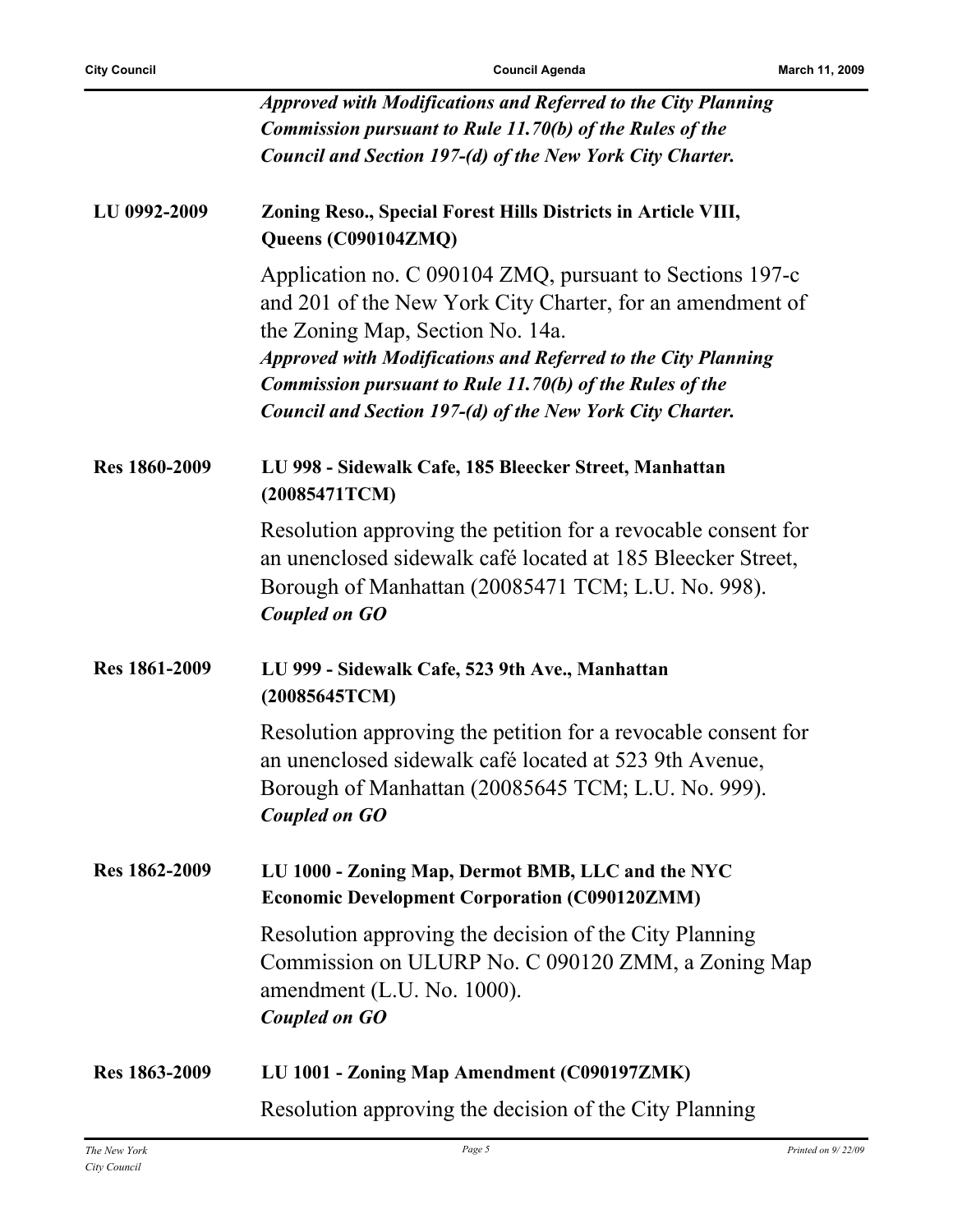*Approved with Modifications and Referred to the City Planning Commission pursuant to Rule 11.70(b) of the Rules of the Council and Section 197-(d) of the New York City Charter.*

**LU 0992-2009** **Zoning Reso., Special Forest Hills Districts in Article VIII, Queens (C090104ZMQ)**

Application no. C 090104 ZMQ, pursuant to Sections 197-c and 201 of the New York City Charter, for an amendment of the Zoning Map, Section No. 14a.
*Approved with Modifications and Referred to the City Planning Commission pursuant to Rule 11.70(b) of the Rules of the Council and Section 197-(d) of the New York City Charter.*

**Res 1860-2009** **LU 998 - Sidewalk Cafe, 185 Bleecker Street, Manhattan (20085471TCM)**

Resolution approving the petition for a revocable consent for an unenclosed sidewalk café located at 185 Bleecker Street, Borough of Manhattan (20085471 TCM; L.U. No. 998).
***Coupled on GO***

**Res 1861-2009** **LU 999 - Sidewalk Cafe, 523 9th Ave., Manhattan (20085645TCM)**

Resolution approving the petition for a revocable consent for an unenclosed sidewalk café located at 523 9th Avenue, Borough of Manhattan (20085645 TCM; L.U. No. 999).
***Coupled on GO***

**Res 1862-2009** **LU 1000 - Zoning Map, Dermot BMB, LLC and the NYC Economic Development Corporation (C090120ZMM)**

Resolution approving the decision of the City Planning Commission on ULURP No. C 090120 ZMM, a Zoning Map amendment (L.U. No. 1000).
***Coupled on GO***

**Res 1863-2009** **LU 1001 - Zoning Map Amendment (C090197ZMK)**

Resolution approving the decision of the City Planning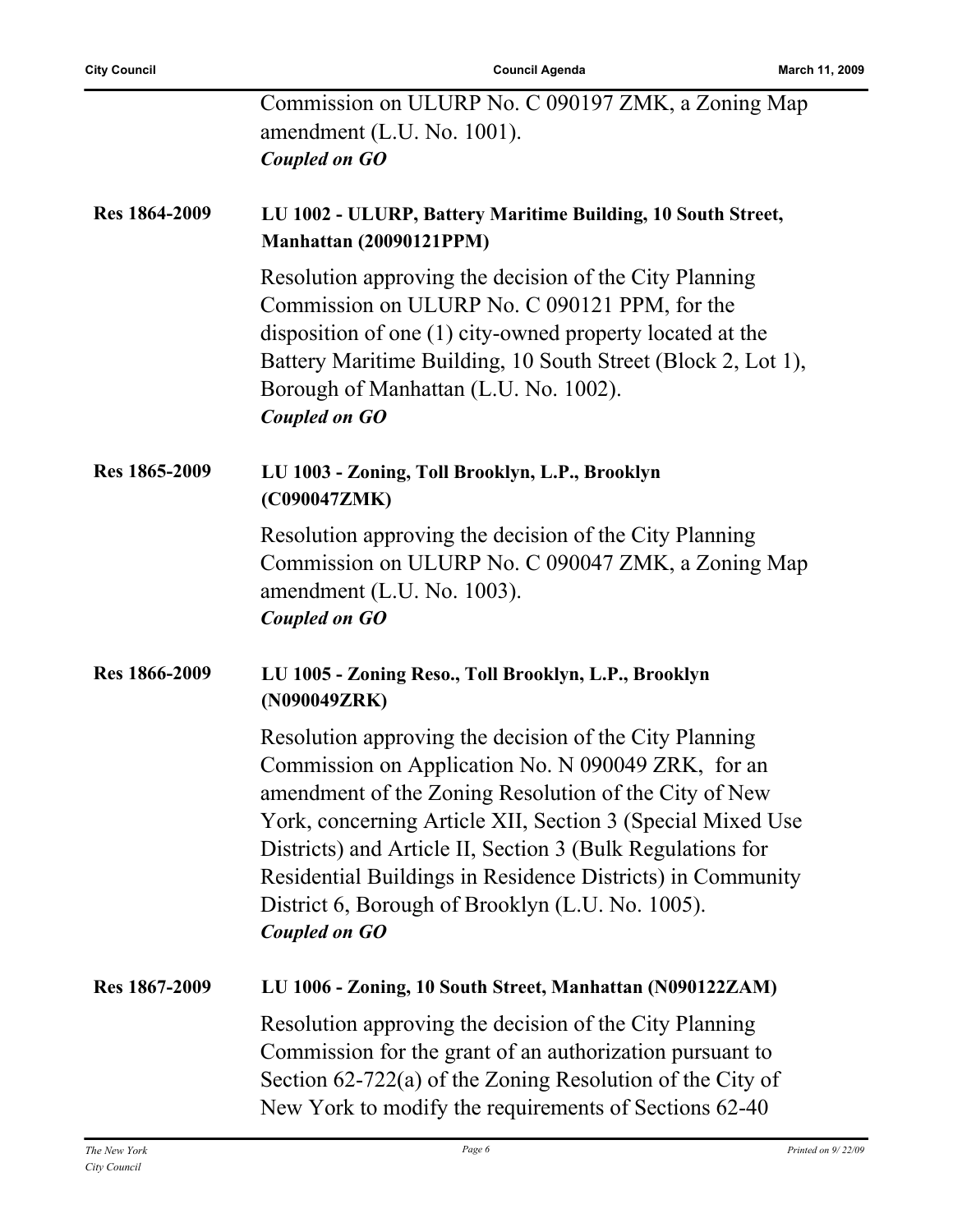Commission on ULURP No. C 090197 ZMK, a Zoning Map amendment (L.U. No. 1001).
***Coupled on GO***

**Res 1864-2009** **LU 1002 - ULURP, Battery Maritime Building, 10 South Street, Manhattan (20090121PPM)**

Resolution approving the decision of the City Planning Commission on ULURP No. C 090121 PPM, for the disposition of one (1) city-owned property located at the Battery Maritime Building, 10 South Street (Block 2, Lot 1), Borough of Manhattan (L.U. No. 1002).
***Coupled on GO***

**Res 1865-2009** **LU 1003 - Zoning, Toll Brooklyn, L.P., Brooklyn (C090047ZMK)**

Resolution approving the decision of the City Planning Commission on ULURP No. C 090047 ZMK, a Zoning Map amendment (L.U. No. 1003).
***Coupled on GO***

**Res 1866-2009** **LU 1005 - Zoning Reso., Toll Brooklyn, L.P., Brooklyn (N090049ZRK)**

Resolution approving the decision of the City Planning Commission on Application No. N 090049 ZRK, for an amendment of the Zoning Resolution of the City of New York, concerning Article XII, Section 3 (Special Mixed Use Districts) and Article II, Section 3 (Bulk Regulations for Residential Buildings in Residence Districts) in Community District 6, Borough of Brooklyn (L.U. No. 1005).
***Coupled on GO***

**Res 1867-2009** **LU 1006 - Zoning, 10 South Street, Manhattan (N090122ZAM)**

Resolution approving the decision of the City Planning Commission for the grant of an authorization pursuant to Section 62-722(a) of the Zoning Resolution of the City of New York to modify the requirements of Sections 62-40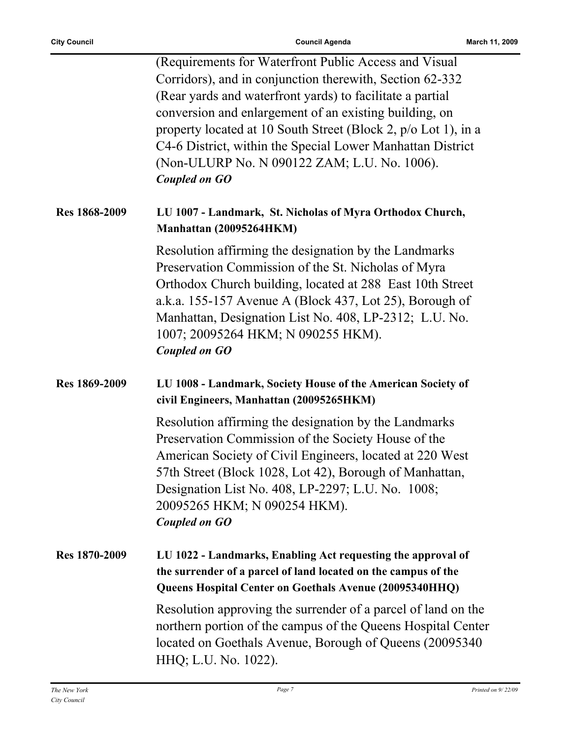(Requirements for Waterfront Public Access and Visual Corridors), and in conjunction therewith, Section 62-332 (Rear yards and waterfront yards) to facilitate a partial conversion and enlargement of an existing building, on property located at 10 South Street (Block 2, p/o Lot 1), in a C4-6 District, within the Special Lower Manhattan District (Non-ULURP No. N 090122 ZAM; L.U. No. 1006).

***Coupled on GO***

**Res 1868-2009** — **LU 1007 - Landmark, St. Nicholas of Myra Orthodox Church, Manhattan (20095264HKM)**

Resolution affirming the designation by the Landmarks Preservation Commission of the St. Nicholas of Myra Orthodox Church building, located at 288 East 10th Street a.k.a. 155-157 Avenue A (Block 437, Lot 25), Borough of Manhattan, Designation List No. 408, LP-2312; L.U. No. 1007; 20095264 HKM; N 090255 HKM).

***Coupled on GO***

**Res 1869-2009** — **LU 1008 - Landmark, Society House of the American Society of civil Engineers, Manhattan (20095265HKM)**

Resolution affirming the designation by the Landmarks Preservation Commission of the Society House of the American Society of Civil Engineers, located at 220 West 57th Street (Block 1028, Lot 42), Borough of Manhattan, Designation List No. 408, LP-2297; L.U. No. 1008; 20095265 HKM; N 090254 HKM).

***Coupled on GO***

**Res 1870-2009** — **LU 1022 - Landmarks, Enabling Act requesting the approval of the surrender of a parcel of land located on the campus of the Queens Hospital Center on Goethals Avenue (20095340HHQ)**

Resolution approving the surrender of a parcel of land on the northern portion of the campus of the Queens Hospital Center located on Goethals Avenue, Borough of Queens (20095340 HHQ; L.U. No. 1022).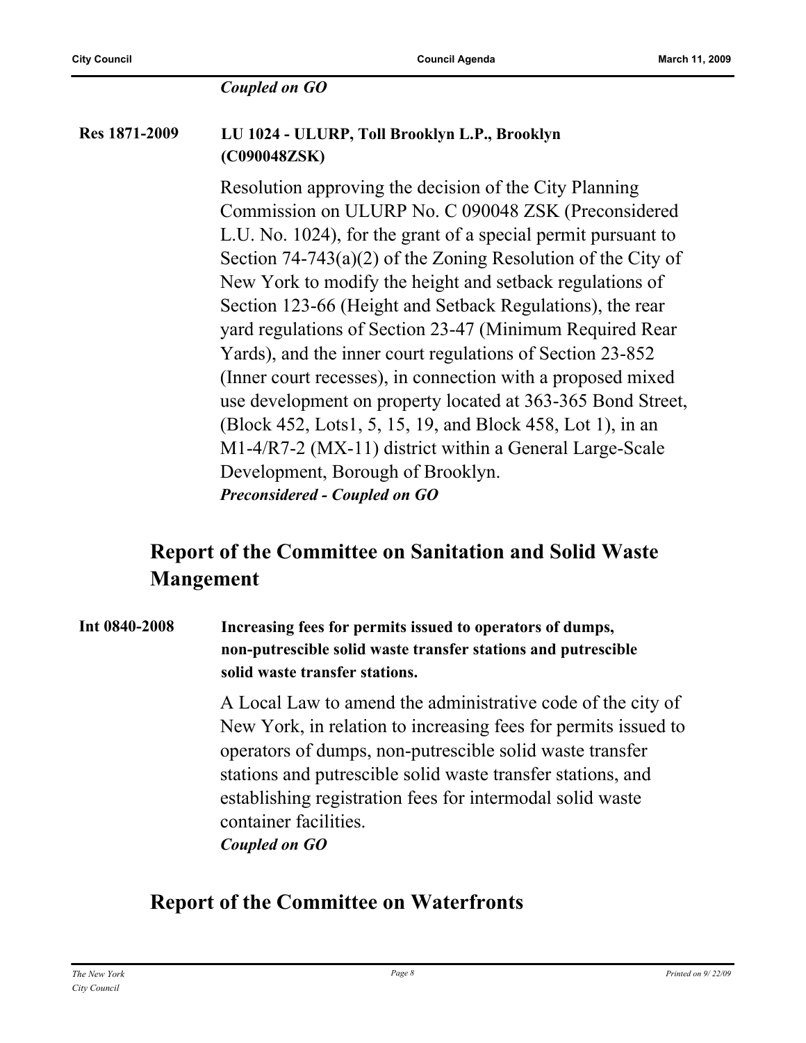*Coupled on GO*

**Res 1871-2009** **LU 1024 - ULURP, Toll Brooklyn L.P., Brooklyn (C090048ZSK)**

Resolution approving the decision of the City Planning Commission on ULURP No. C 090048 ZSK (Preconsidered L.U. No. 1024), for the grant of a special permit pursuant to Section 74-743(a)(2) of the Zoning Resolution of the City of New York to modify the height and setback regulations of Section 123-66 (Height and Setback Regulations), the rear yard regulations of Section 23-47 (Minimum Required Rear Yards), and the inner court regulations of Section 23-852 (Inner court recesses), in connection with a proposed mixed use development on property located at 363-365 Bond Street, (Block 452, Lots1, 5, 15, 19, and Block 458, Lot 1), in an M1-4/R7-2 (MX-11) district within a General Large-Scale Development, Borough of Brooklyn.
***Preconsidered - Coupled on GO***

## Report of the Committee on Sanitation and Solid Waste Mangement

**Int 0840-2008** **Increasing fees for permits issued to operators of dumps, non-putrescible solid waste transfer stations and putrescible solid waste transfer stations.**

A Local Law to amend the administrative code of the city of New York, in relation to increasing fees for permits issued to operators of dumps, non-putrescible solid waste transfer stations and putrescible solid waste transfer stations, and establishing registration fees for intermodal solid waste container facilities.
***Coupled on GO***

## Report of the Committee on Waterfronts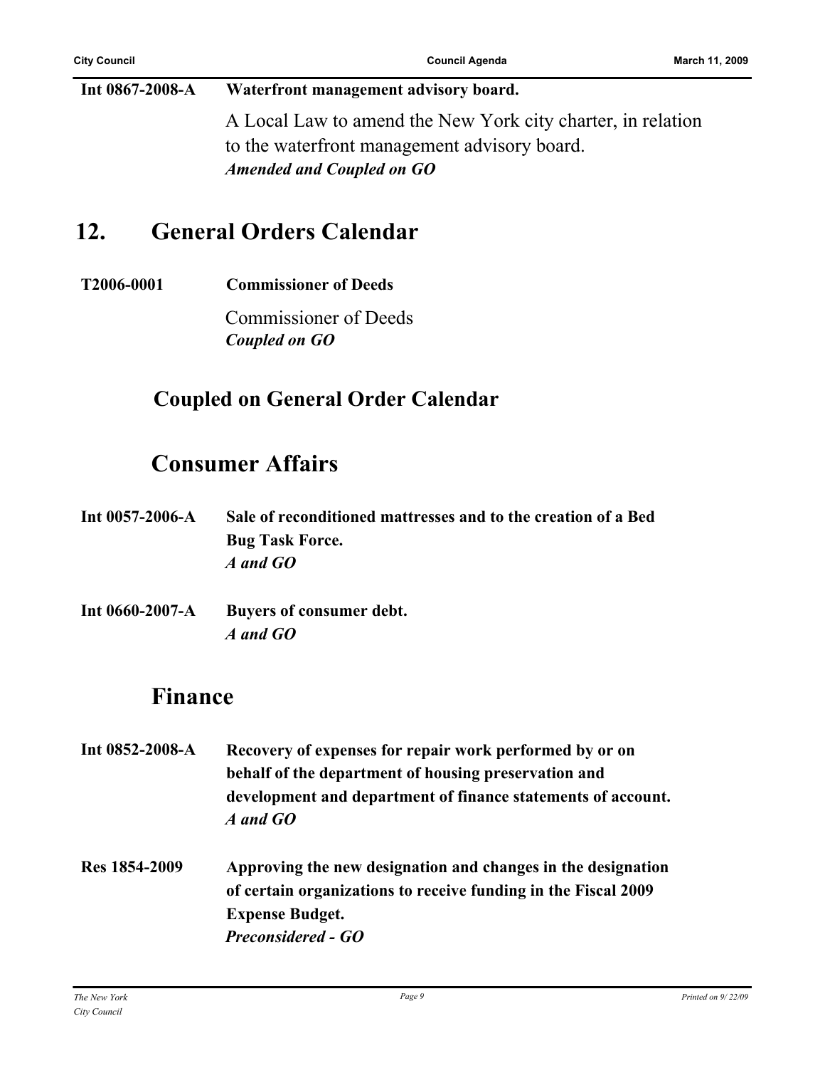**Int 0867-2008-A** **Waterfront management advisory board.**

A Local Law to amend the New York city charter, in relation to the waterfront management advisory board.

***Amended and Coupled on GO***

## 12. General Orders Calendar

**T2006-0001** **Commissioner of Deeds**

Commissioner of Deeds

***Coupled on GO***

## Coupled on General Order Calendar

## Consumer Affairs

**Int 0057-2006-A** **Sale of reconditioned mattresses and to the creation of a Bed Bug Task Force.**

***A and GO***

**Int 0660-2007-A** **Buyers of consumer debt.**

***A and GO***

## Finance

**Int 0852-2008-A** **Recovery of expenses for repair work performed by or on behalf of the department of housing preservation and development and department of finance statements of account.**

***A and GO***

**Res 1854-2009** **Approving the new designation and changes in the designation of certain organizations to receive funding in the Fiscal 2009 Expense Budget.**

***Preconsidered - GO***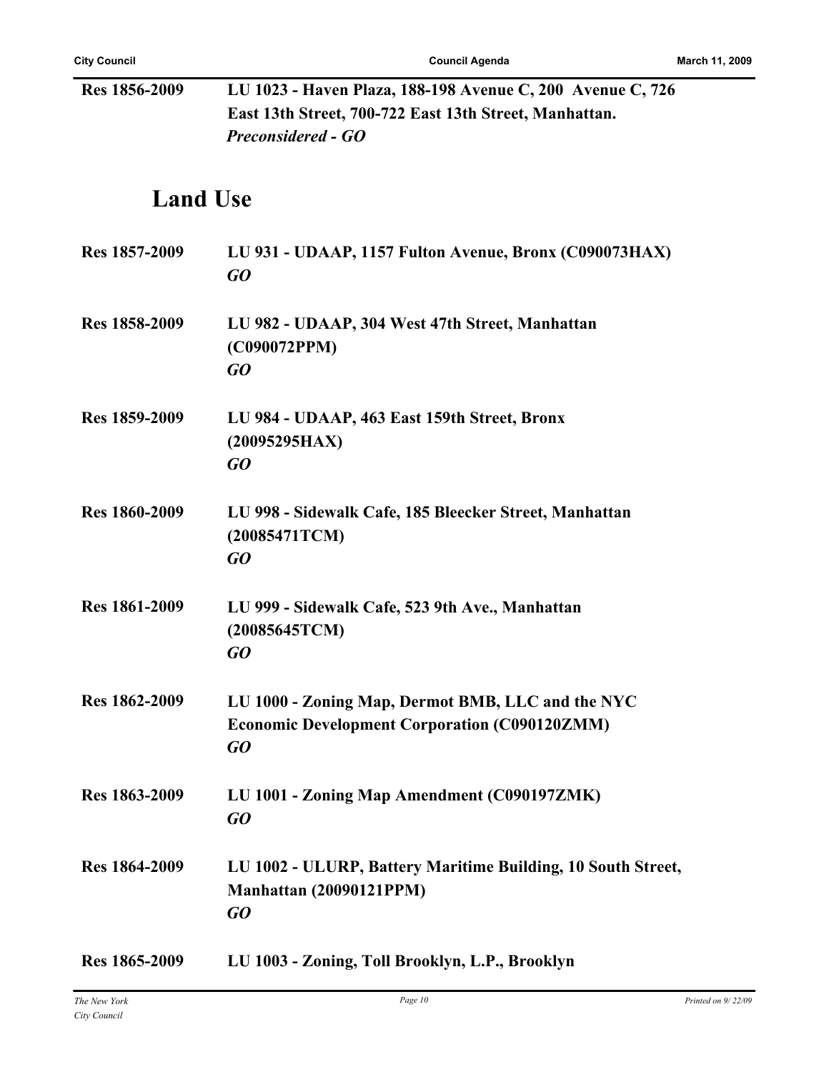**Res 1856-2009** **LU 1023 - Haven Plaza, 188-198 Avenue C, 200 Avenue C, 726 East 13th Street, 700-722 East 13th Street, Manhattan.**
***Preconsidered - GO***

## Land Use

**Res 1857-2009** **LU 931 - UDAAP, 1157 Fulton Avenue, Bronx (C090073HAX)**
***GO***

**Res 1858-2009** **LU 982 - UDAAP, 304 West 47th Street, Manhattan (C090072PPM)**
***GO***

**Res 1859-2009** **LU 984 - UDAAP, 463 East 159th Street, Bronx (20095295HAX)**
***GO***

**Res 1860-2009** **LU 998 - Sidewalk Cafe, 185 Bleecker Street, Manhattan (20085471TCM)**
***GO***

**Res 1861-2009** **LU 999 - Sidewalk Cafe, 523 9th Ave., Manhattan (20085645TCM)**
***GO***

**Res 1862-2009** **LU 1000 - Zoning Map, Dermot BMB, LLC and the NYC Economic Development Corporation (C090120ZMM)**
***GO***

**Res 1863-2009** **LU 1001 - Zoning Map Amendment (C090197ZMK)**
***GO***

**Res 1864-2009** **LU 1002 - ULURP, Battery Maritime Building, 10 South Street, Manhattan (20090121PPM)**
***GO***

**Res 1865-2009** **LU 1003 - Zoning, Toll Brooklyn, L.P., Brooklyn**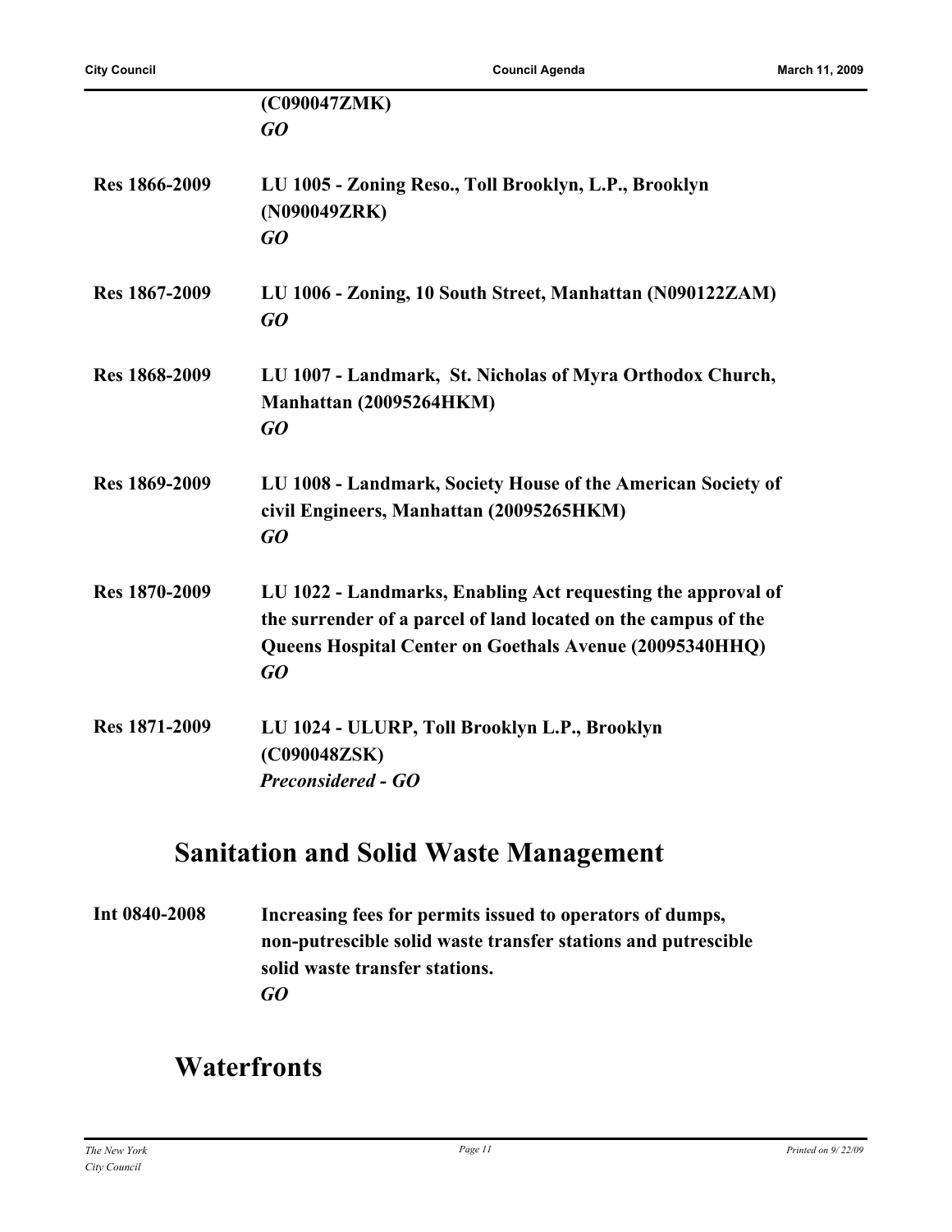| | |
|---|---|
| | **(C090047ZMK)** <br> ***GO*** |
| **Res 1866-2009** | **LU 1005 - Zoning Reso., Toll Brooklyn, L.P., Brooklyn (N090049ZRK)** <br> ***GO*** |
| **Res 1867-2009** | **LU 1006 - Zoning, 10 South Street, Manhattan (N090122ZAM)** <br> ***GO*** |
| **Res 1868-2009** | **LU 1007 - Landmark,  St. Nicholas of Myra Orthodox Church, Manhattan (20095264HKM)** <br> ***GO*** |
| **Res 1869-2009** | **LU 1008 - Landmark, Society House of the American Society of civil Engineers, Manhattan (20095265HKM)** <br> ***GO*** |
| **Res 1870-2009** | **LU 1022 - Landmarks, Enabling Act requesting the approval of the surrender of a parcel of land located on the campus of the Queens Hospital Center on Goethals Avenue (20095340HHQ)** <br> ***GO*** |
| **Res 1871-2009** | **LU 1024 - ULURP, Toll Brooklyn L.P., Brooklyn (C090048ZSK)** <br> ***Preconsidered - GO*** |

## Sanitation and Solid Waste Management

| | |
|---|---|
| **Int 0840-2008** | **Increasing fees for permits issued to operators of dumps, non-putrescible solid waste transfer stations and putrescible solid waste transfer stations.** <br> ***GO*** |

## Waterfronts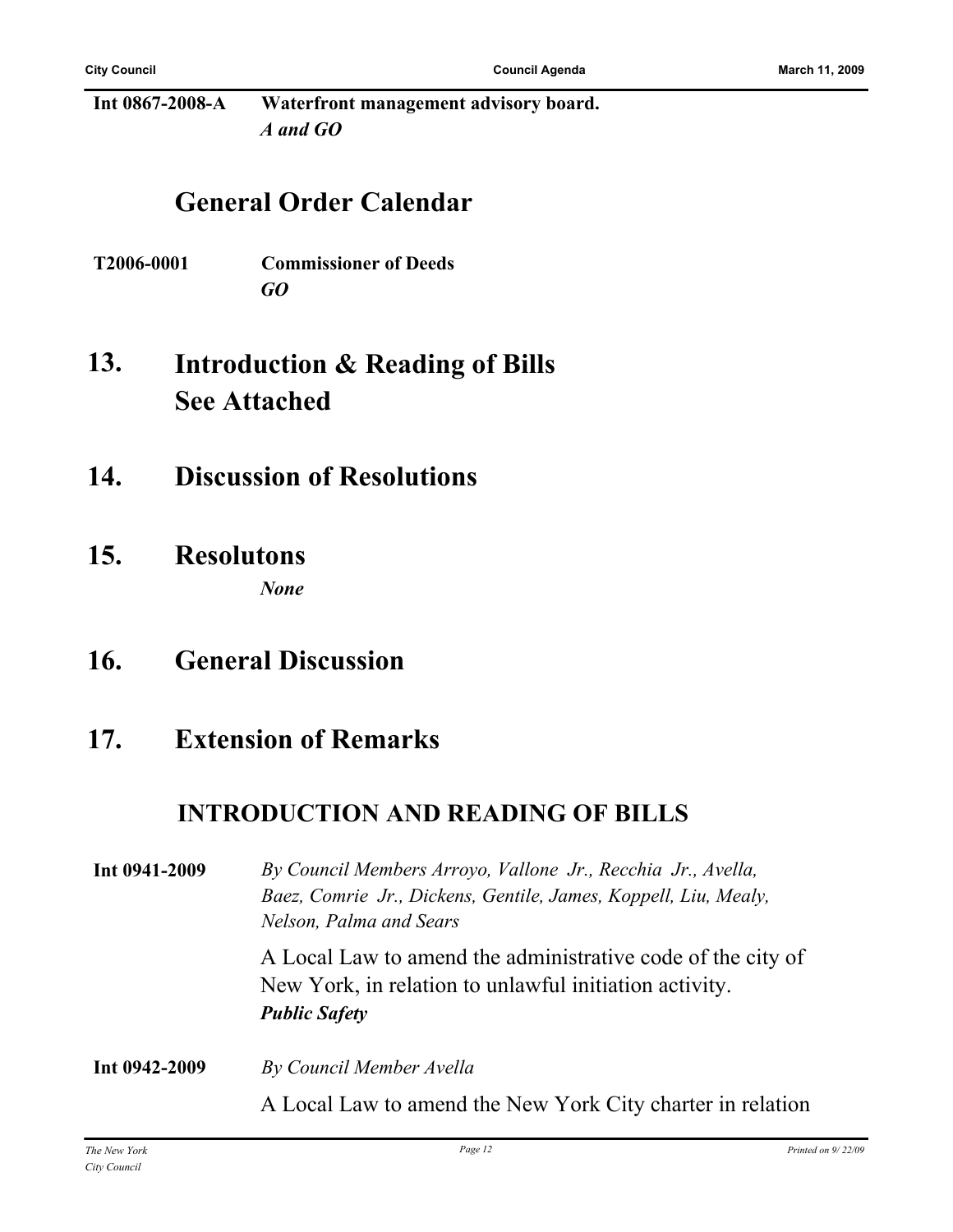**Int 0867-2008-A** **Waterfront management advisory board.**
*A and GO*

## General Order Calendar

**T2006-0001** **Commissioner of Deeds**
*GO*

## 13. Introduction & Reading of Bills See Attached

## 14. Discussion of Resolutions

## 15. Resolutons

*None*

## 16. General Discussion

## 17. Extension of Remarks

## INTRODUCTION AND READING OF BILLS

**Int 0941-2009** *By Council Members Arroyo, Vallone Jr., Recchia Jr., Avella, Baez, Comrie Jr., Dickens, Gentile, James, Koppell, Liu, Mealy, Nelson, Palma and Sears*

A Local Law to amend the administrative code of the city of New York, in relation to unlawful initiation activity.
***Public Safety***

**Int 0942-2009** *By Council Member Avella*

A Local Law to amend the New York City charter in relation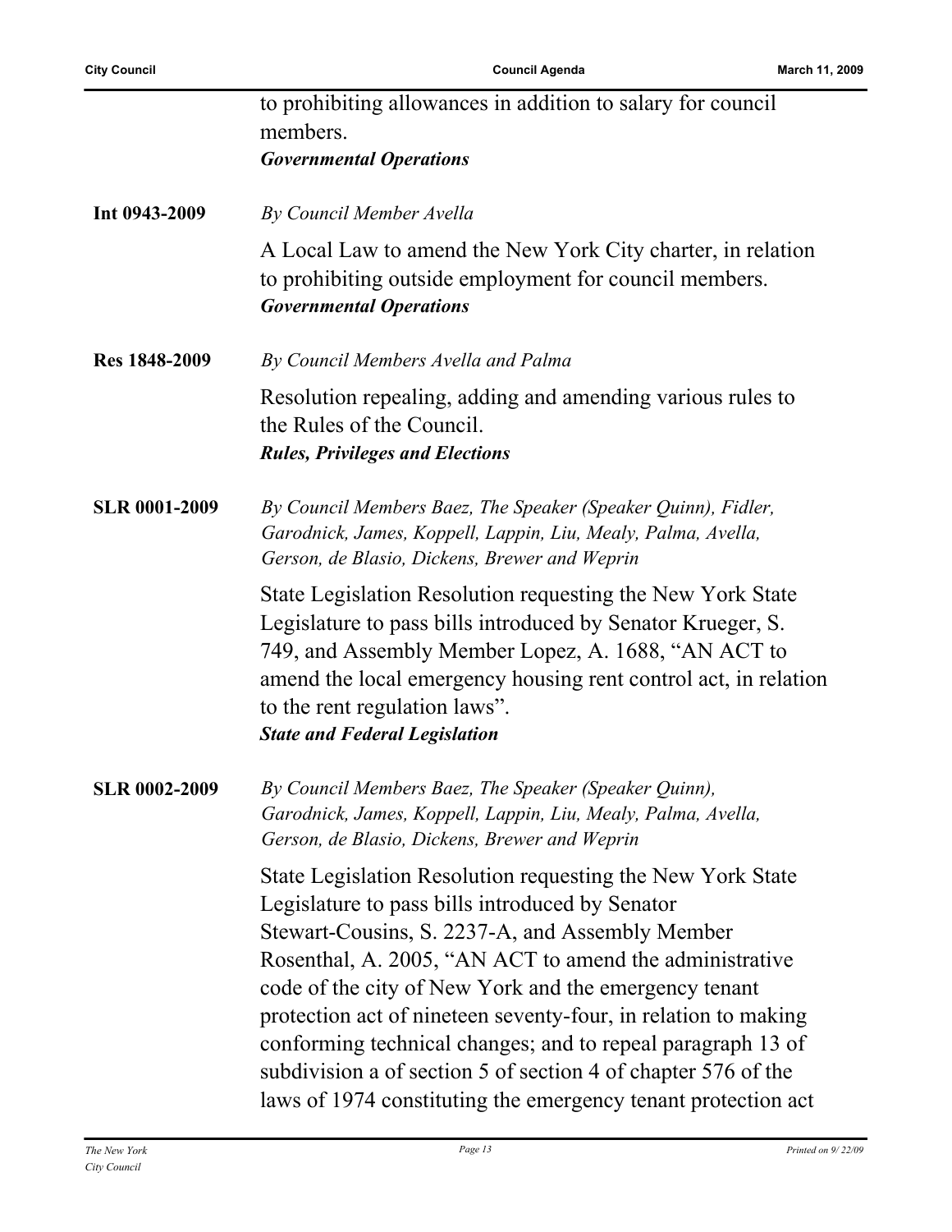to prohibiting allowances in addition to salary for council members.
***Governmental Operations***

**Int 0943-2009** *By Council Member Avella*

A Local Law to amend the New York City charter, in relation to prohibiting outside employment for council members.
***Governmental Operations***

**Res 1848-2009** *By Council Members Avella and Palma*

Resolution repealing, adding and amending various rules to the Rules of the Council.
***Rules, Privileges and Elections***

**SLR 0001-2009** *By Council Members Baez, The Speaker (Speaker Quinn), Fidler, Garodnick, James, Koppell, Lappin, Liu, Mealy, Palma, Avella, Gerson, de Blasio, Dickens, Brewer and Weprin*

State Legislation Resolution requesting the New York State Legislature to pass bills introduced by Senator Krueger, S. 749, and Assembly Member Lopez, A. 1688, "AN ACT to amend the local emergency housing rent control act, in relation to the rent regulation laws".
***State and Federal Legislation***

**SLR 0002-2009** *By Council Members Baez, The Speaker (Speaker Quinn), Garodnick, James, Koppell, Lappin, Liu, Mealy, Palma, Avella, Gerson, de Blasio, Dickens, Brewer and Weprin*

State Legislation Resolution requesting the New York State Legislature to pass bills introduced by Senator Stewart-Cousins, S. 2237-A, and Assembly Member Rosenthal, A. 2005, "AN ACT to amend the administrative code of the city of New York and the emergency tenant protection act of nineteen seventy-four, in relation to making conforming technical changes; and to repeal paragraph 13 of subdivision a of section 5 of section 4 of chapter 576 of the laws of 1974 constituting the emergency tenant protection act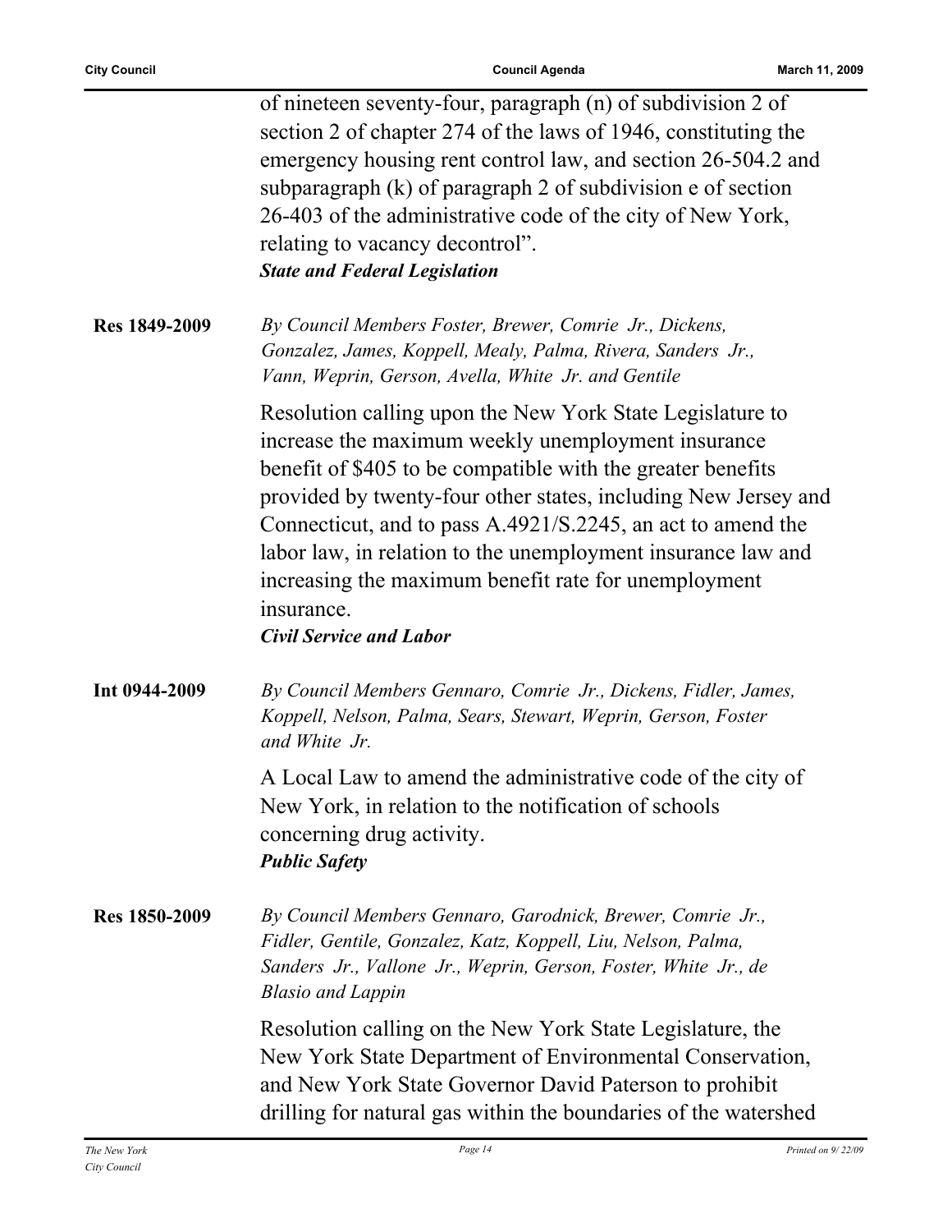of nineteen seventy-four, paragraph (n) of subdivision 2 of section 2 of chapter 274 of the laws of 1946, constituting the emergency housing rent control law, and section 26-504.2 and subparagraph (k) of paragraph 2 of subdivision e of section 26-403 of the administrative code of the city of New York, relating to vacancy decontrol".

***State and Federal Legislation***

**Res 1849-2009**

*By Council Members Foster, Brewer, Comrie Jr., Dickens, Gonzalez, James, Koppell, Mealy, Palma, Rivera, Sanders Jr., Vann, Weprin, Gerson, Avella, White Jr. and Gentile*

Resolution calling upon the New York State Legislature to increase the maximum weekly unemployment insurance benefit of $405 to be compatible with the greater benefits provided by twenty-four other states, including New Jersey and Connecticut, and to pass A.4921/S.2245, an act to amend the labor law, in relation to the unemployment insurance law and increasing the maximum benefit rate for unemployment insurance.

***Civil Service and Labor***

**Int 0944-2009**

*By Council Members Gennaro, Comrie Jr., Dickens, Fidler, James, Koppell, Nelson, Palma, Sears, Stewart, Weprin, Gerson, Foster and White Jr.*

A Local Law to amend the administrative code of the city of New York, in relation to the notification of schools concerning drug activity.

***Public Safety***

**Res 1850-2009**

*By Council Members Gennaro, Garodnick, Brewer, Comrie Jr., Fidler, Gentile, Gonzalez, Katz, Koppell, Liu, Nelson, Palma, Sanders Jr., Vallone Jr., Weprin, Gerson, Foster, White Jr., de Blasio and Lappin*

Resolution calling on the New York State Legislature, the New York State Department of Environmental Conservation, and New York State Governor David Paterson to prohibit drilling for natural gas within the boundaries of the watershed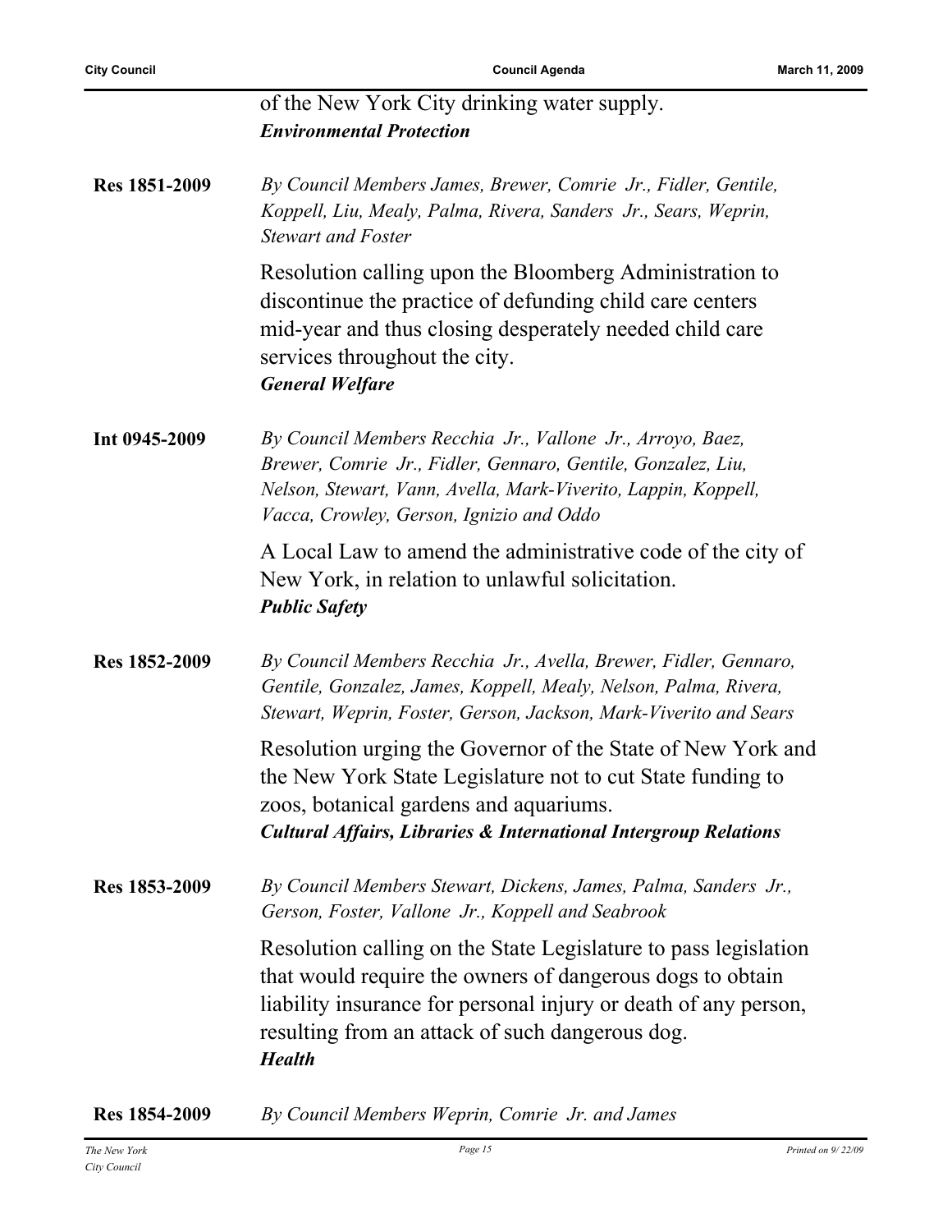of the New York City drinking water supply.
***Environmental Protection***

**Res 1851-2009**

*By Council Members James, Brewer, Comrie Jr., Fidler, Gentile, Koppell, Liu, Mealy, Palma, Rivera, Sanders Jr., Sears, Weprin, Stewart and Foster*

Resolution calling upon the Bloomberg Administration to discontinue the practice of defunding child care centers mid-year and thus closing desperately needed child care services throughout the city.
***General Welfare***

**Int 0945-2009**

*By Council Members Recchia Jr., Vallone Jr., Arroyo, Baez, Brewer, Comrie Jr., Fidler, Gennaro, Gentile, Gonzalez, Liu, Nelson, Stewart, Vann, Avella, Mark-Viverito, Lappin, Koppell, Vacca, Crowley, Gerson, Ignizio and Oddo*

A Local Law to amend the administrative code of the city of New York, in relation to unlawful solicitation.
***Public Safety***

**Res 1852-2009**

*By Council Members Recchia Jr., Avella, Brewer, Fidler, Gennaro, Gentile, Gonzalez, James, Koppell, Mealy, Nelson, Palma, Rivera, Stewart, Weprin, Foster, Gerson, Jackson, Mark-Viverito and Sears*

Resolution urging the Governor of the State of New York and the New York State Legislature not to cut State funding to zoos, botanical gardens and aquariums.
***Cultural Affairs, Libraries & International Intergroup Relations***

**Res 1853-2009**

*By Council Members Stewart, Dickens, James, Palma, Sanders Jr., Gerson, Foster, Vallone Jr., Koppell and Seabrook*

Resolution calling on the State Legislature to pass legislation that would require the owners of dangerous dogs to obtain liability insurance for personal injury or death of any person, resulting from an attack of such dangerous dog.
***Health***

**Res 1854-2009**

*By Council Members Weprin, Comrie Jr. and James*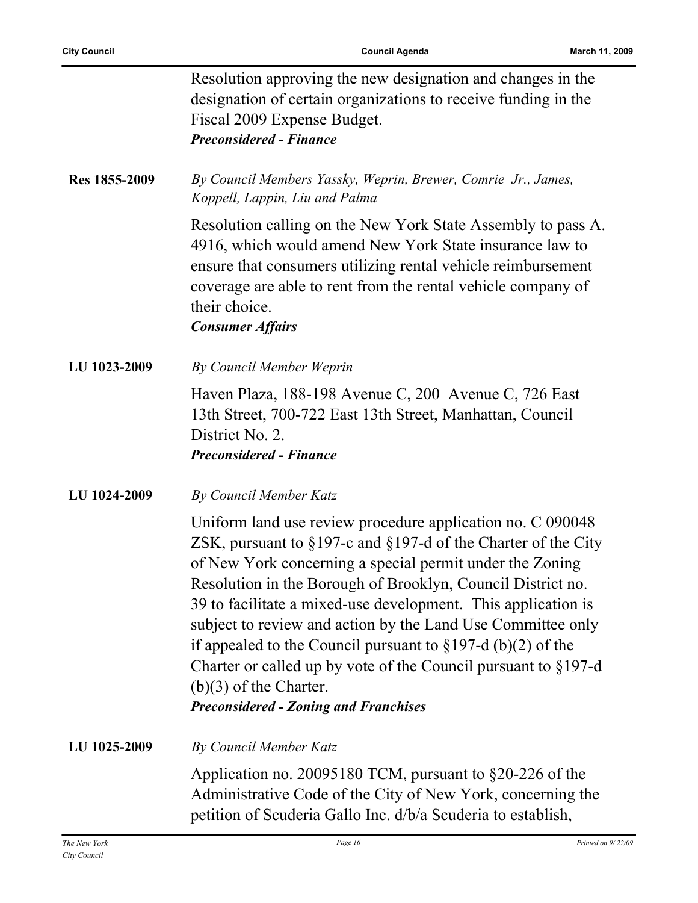Resolution approving the new designation and changes in the designation of certain organizations to receive funding in the Fiscal 2009 Expense Budget.
***Preconsidered - Finance***

**Res 1855-2009**

*By Council Members Yassky, Weprin, Brewer, Comrie Jr., James, Koppell, Lappin, Liu and Palma*

Resolution calling on the New York State Assembly to pass A. 4916, which would amend New York State insurance law to ensure that consumers utilizing rental vehicle reimbursement coverage are able to rent from the rental vehicle company of their choice.
***Consumer Affairs***

**LU 1023-2009**

*By Council Member Weprin*

Haven Plaza, 188-198 Avenue C, 200 Avenue C, 726 East 13th Street, 700-722 East 13th Street, Manhattan, Council District No. 2.
***Preconsidered - Finance***

**LU 1024-2009**

*By Council Member Katz*

Uniform land use review procedure application no. C 090048 ZSK, pursuant to §197-c and §197-d of the Charter of the City of New York concerning a special permit under the Zoning Resolution in the Borough of Brooklyn, Council District no. 39 to facilitate a mixed-use development. This application is subject to review and action by the Land Use Committee only if appealed to the Council pursuant to §197-d (b)(2) of the Charter or called up by vote of the Council pursuant to §197-d (b)(3) of the Charter.
***Preconsidered - Zoning and Franchises***

**LU 1025-2009**

*By Council Member Katz*

Application no. 20095180 TCM, pursuant to §20-226 of the Administrative Code of the City of New York, concerning the petition of Scuderia Gallo Inc. d/b/a Scuderia to establish,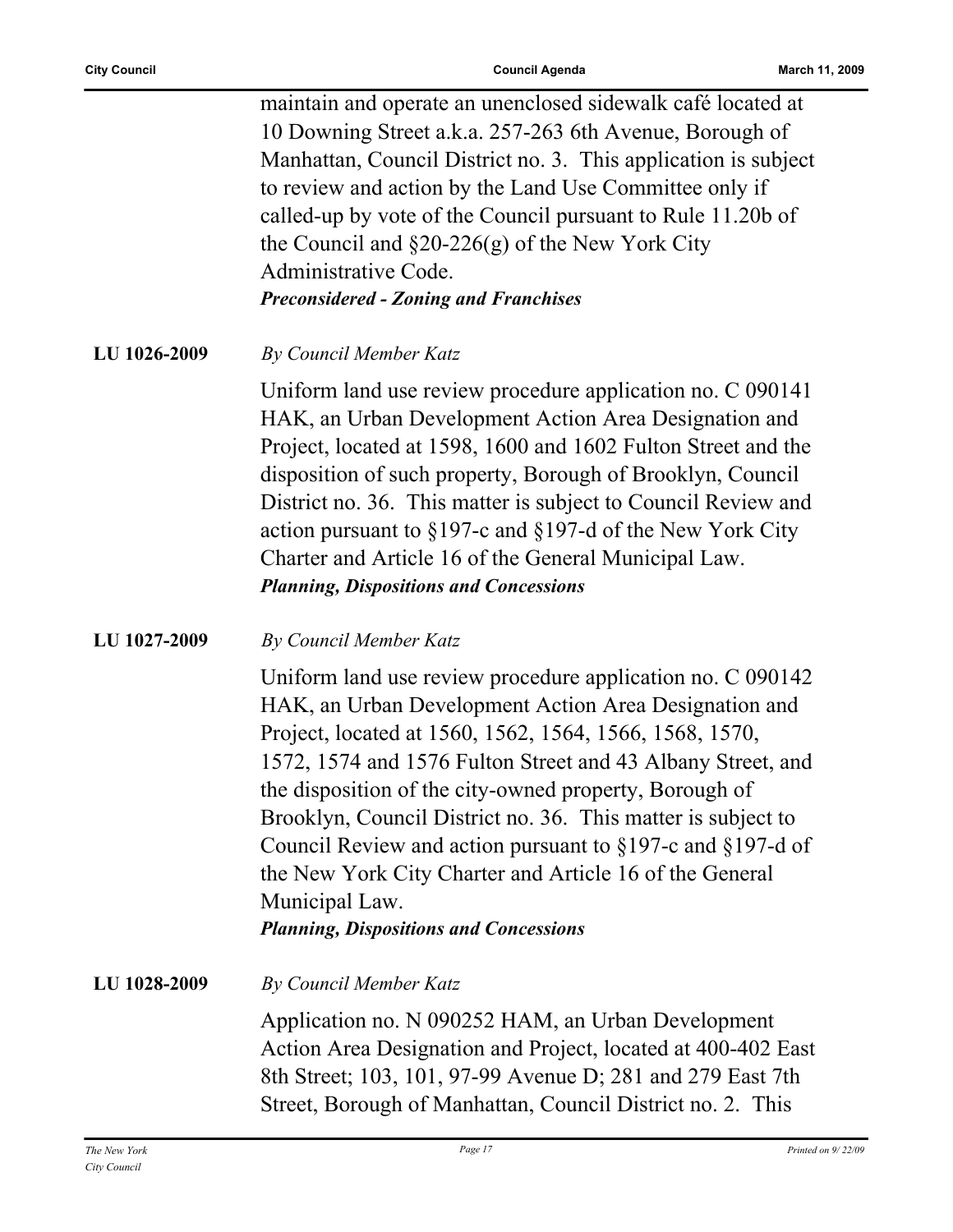maintain and operate an unenclosed sidewalk café located at 10 Downing Street a.k.a. 257-263 6th Avenue, Borough of Manhattan, Council District no. 3. This application is subject to review and action by the Land Use Committee only if called-up by vote of the Council pursuant to Rule 11.20b of the Council and §20-226(g) of the New York City Administrative Code.

***Preconsidered - Zoning and Franchises***

**LU 1026-2009** *By Council Member Katz*

Uniform land use review procedure application no. C 090141 HAK, an Urban Development Action Area Designation and Project, located at 1598, 1600 and 1602 Fulton Street and the disposition of such property, Borough of Brooklyn, Council District no. 36. This matter is subject to Council Review and action pursuant to §197-c and §197-d of the New York City Charter and Article 16 of the General Municipal Law.

***Planning, Dispositions and Concessions***

**LU 1027-2009** *By Council Member Katz*

Uniform land use review procedure application no. C 090142 HAK, an Urban Development Action Area Designation and Project, located at 1560, 1562, 1564, 1566, 1568, 1570, 1572, 1574 and 1576 Fulton Street and 43 Albany Street, and the disposition of the city-owned property, Borough of Brooklyn, Council District no. 36. This matter is subject to Council Review and action pursuant to §197-c and §197-d of the New York City Charter and Article 16 of the General Municipal Law.

***Planning, Dispositions and Concessions***

**LU 1028-2009** *By Council Member Katz*

Application no. N 090252 HAM, an Urban Development Action Area Designation and Project, located at 400-402 East 8th Street; 103, 101, 97-99 Avenue D; 281 and 279 East 7th Street, Borough of Manhattan, Council District no. 2. This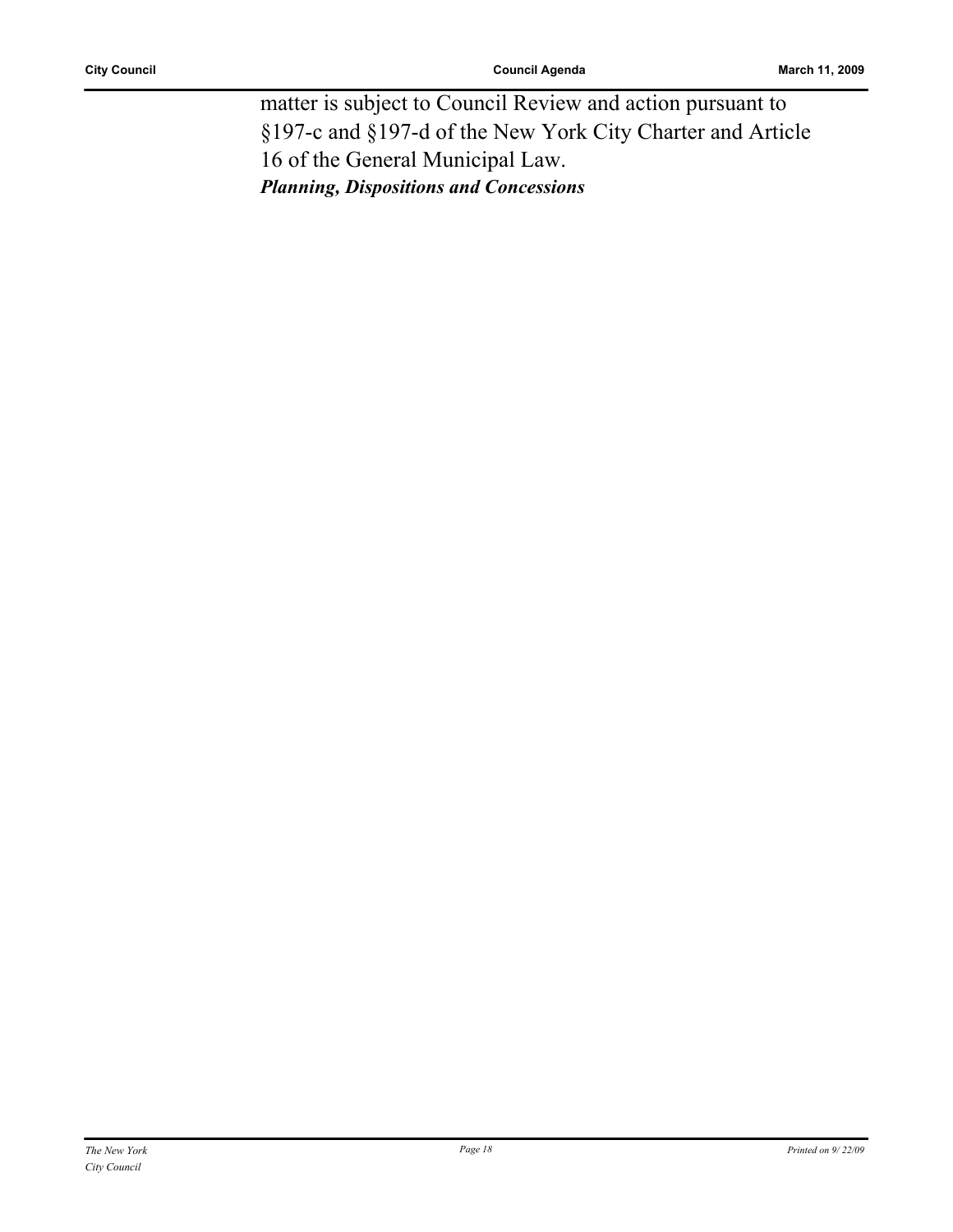matter is subject to Council Review and action pursuant to §197-c and §197-d of the New York City Charter and Article 16 of the General Municipal Law.

***Planning, Dispositions and Concessions***